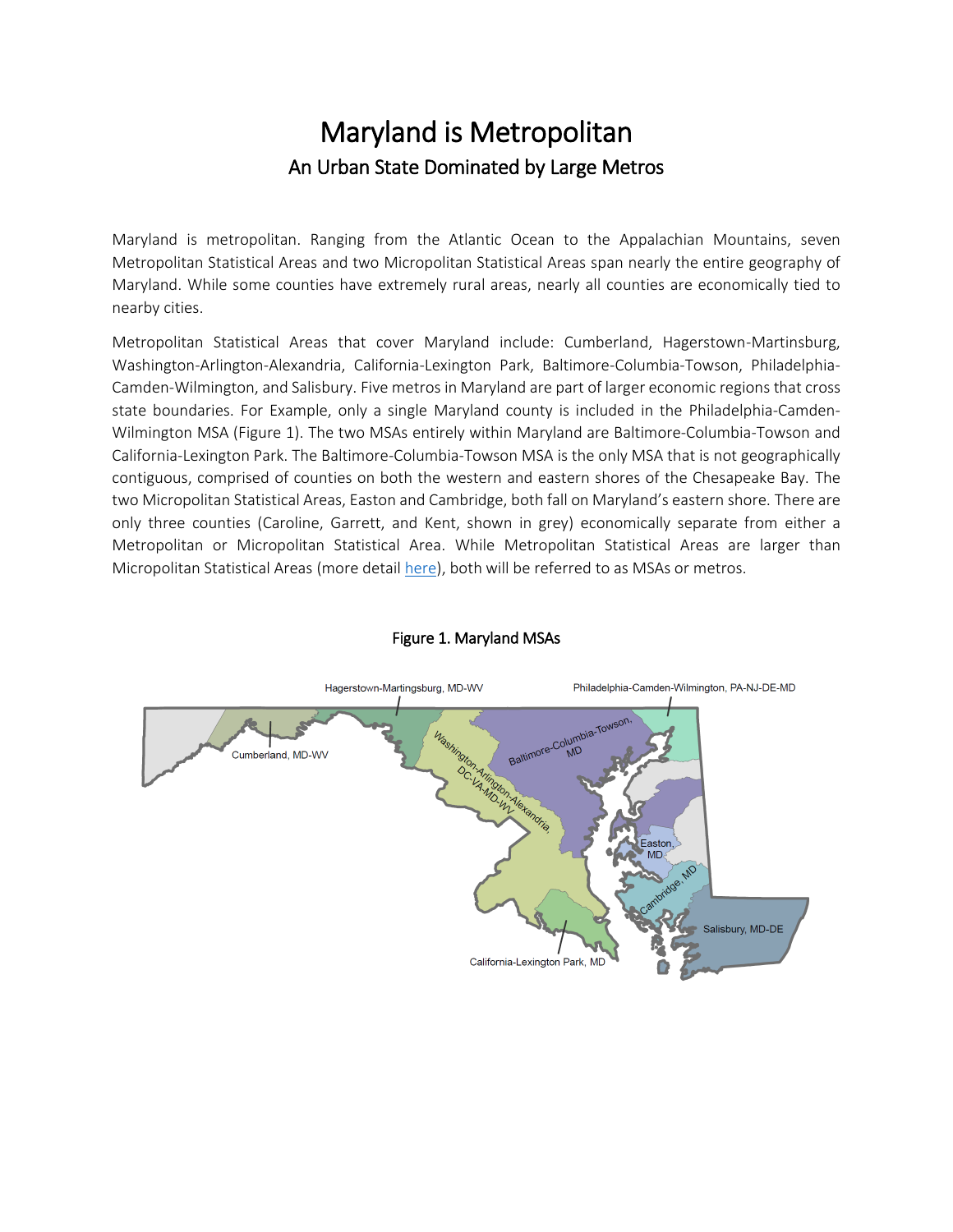# Maryland is Metropolitan

## An Urban State Dominated by Large Metros

Maryland is metropolitan. Ranging from the Atlantic Ocean to the Appalachian Mountains, seven Metropolitan Statistical Areas and two Micropolitan Statistical Areas span nearly the entire geography of Maryland. While some counties have extremely rural areas, nearly all counties are economically tied to nearby cities.

Metropolitan Statistical Areas that cover Maryland include: Cumberland, Hagerstown-Martinsburg, Washington-Arlington-Alexandria, California-Lexington Park, Baltimore-Columbia-Towson, Philadelphia-Camden-Wilmington, and Salisbury. Five metros in Maryland are part of larger economic regions that cross state boundaries. For Example, only a single Maryland county is included in the Philadelphia-Camden-Wilmington MSA (Figure 1). The two MSAs entirely within Maryland are Baltimore-Columbia-Towson and California-Lexington Park. The Baltimore-Columbia-Towson MSA is the only MSA that is not geographically contiguous, comprised of counties on both the western and eastern shores of the Chesapeake Bay. The two Micropolitan Statistical Areas, Easton and Cambridge, both fall on Maryland's eastern shore. There are only three counties (Caroline, Garrett, and Kent, shown in grey) economically separate from either a Metropolitan or Micropolitan Statistical Area. While Metropolitan Statistical Areas are larger than Micropolitan Statistical Areas (more detail [here]), both will be referred to as MSAs or metros.

**Figure 1. Maryland MSAs**

Hagerstown-Martingsburg, MD-WV

Philadelphia-Camden-Wilmington, PA-NJ-DE-MD

Cumberland, MD-WV

Baltimore-Columbia-Towson, MD

Washington-Arlington-Alexandria, DC-VA-MD-WV

Easton, MD

Cambridge, MD

Salisbury, MD-DE

California-Lexington Park, MD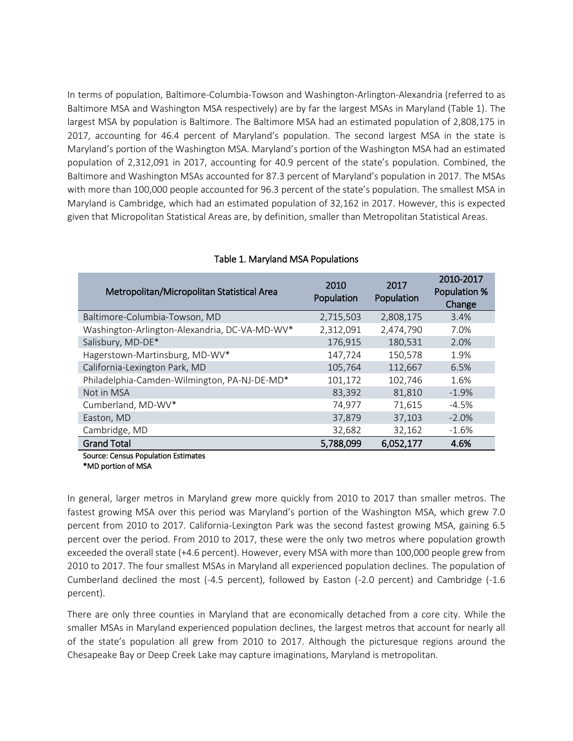In terms of population, Baltimore-Columbia-Towson and Washington-Arlington-Alexandria (referred to as Baltimore MSA and Washington MSA respectively) are by far the largest MSAs in Maryland (Table 1). The largest MSA by population is Baltimore. The Baltimore MSA had an estimated population of 2,808,175 in 2017, accounting for 46.4 percent of Maryland's population. The second largest MSA in the state is Maryland's portion of the Washington MSA. Maryland's portion of the Washington MSA had an estimated population of 2,312,091 in 2017, accounting for 40.9 percent of the state's population. Combined, the Baltimore and Washington MSAs accounted for 87.3 percent of Maryland's population in 2017. The MSAs with more than 100,000 people accounted for 96.3 percent of the state's population. The smallest MSA in Maryland is Cambridge, which had an estimated population of 32,162 in 2017. However, this is expected given that Micropolitan Statistical Areas are, by definition, smaller than Metropolitan Statistical Areas.

Table 1. Maryland MSA Populations

| Metropolitan/Micropolitan Statistical Area | 2010 Population | 2017 Population | 2010-2017 Population % Change |
|---|---|---|---|
| Baltimore-Columbia-Towson, MD | 2,715,503 | 2,808,175 | 3.4% |
| Washington-Arlington-Alexandria, DC-VA-MD-WV* | 2,312,091 | 2,474,790 | 7.0% |
| Salisbury, MD-DE* | 176,915 | 180,531 | 2.0% |
| Hagerstown-Martinsburg, MD-WV* | 147,724 | 150,578 | 1.9% |
| California-Lexington Park, MD | 105,764 | 112,667 | 6.5% |
| Philadelphia-Camden-Wilmington, PA-NJ-DE-MD* | 101,172 | 102,746 | 1.6% |
| Not in MSA | 83,392 | 81,810 | -1.9% |
| Cumberland, MD-WV* | 74,977 | 71,615 | -4.5% |
| Easton, MD | 37,879 | 37,103 | -2.0% |
| Cambridge, MD | 32,682 | 32,162 | -1.6% |
| **Grand Total** | **5,788,099** | **6,052,177** | **4.6%** |

Source: Census Population Estimates
*MD portion of MSA

In general, larger metros in Maryland grew more quickly from 2010 to 2017 than smaller metros. The fastest growing MSA over this period was Maryland's portion of the Washington MSA, which grew 7.0 percent from 2010 to 2017. California-Lexington Park was the second fastest growing MSA, gaining 6.5 percent over the period. From 2010 to 2017, these were the only two metros where population growth exceeded the overall state (+4.6 percent). However, every MSA with more than 100,000 people grew from 2010 to 2017. The four smallest MSAs in Maryland all experienced population declines. The population of Cumberland declined the most (-4.5 percent), followed by Easton (-2.0 percent) and Cambridge (-1.6 percent).

There are only three counties in Maryland that are economically detached from a core city. While the smaller MSAs in Maryland experienced population declines, the largest metros that account for nearly all of the state's population all grew from 2010 to 2017. Although the picturesque regions around the Chesapeake Bay or Deep Creek Lake may capture imaginations, Maryland is metropolitan.